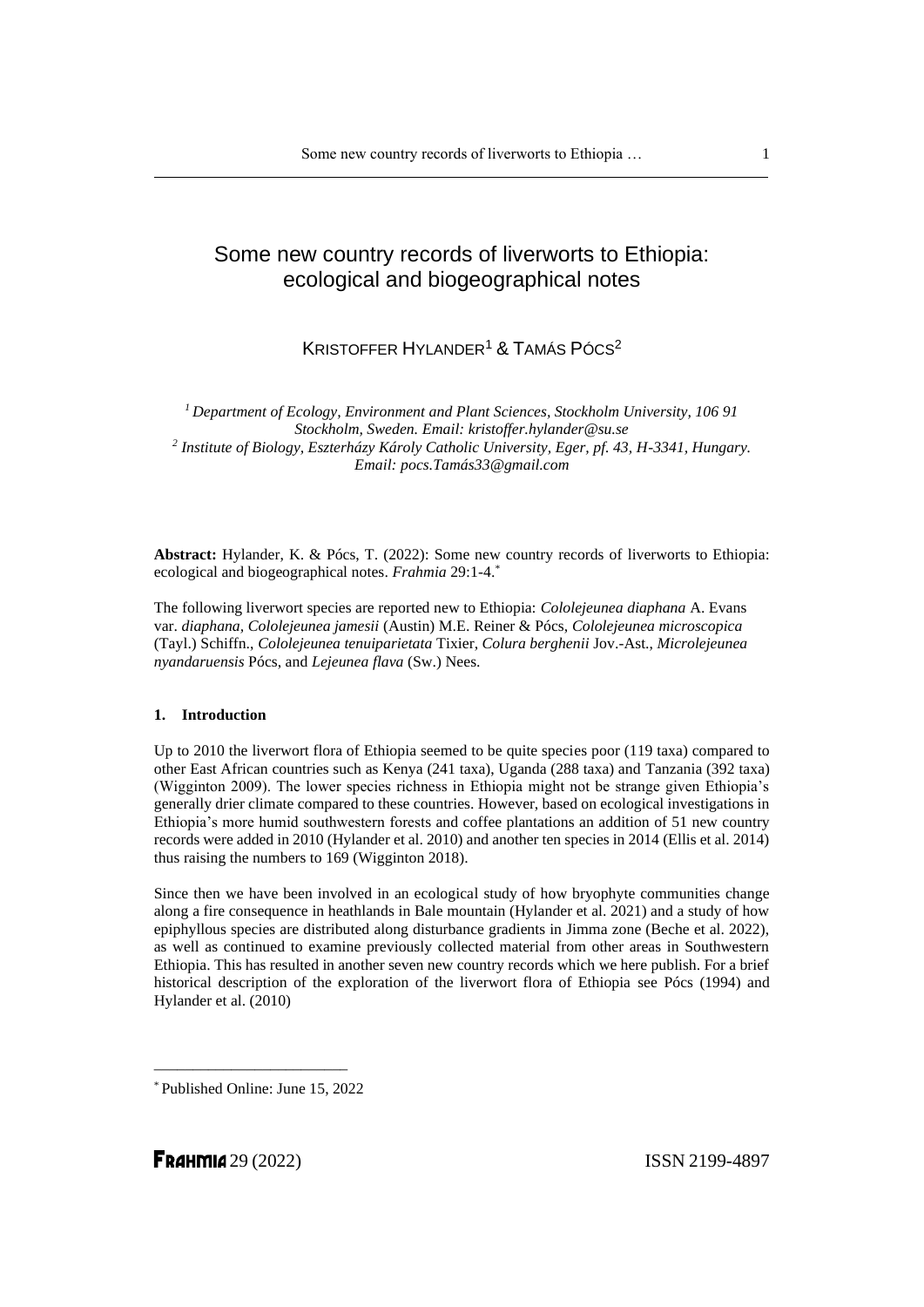# Some new country records of liverworts to Ethiopia: ecological and biogeographical notes

KRISTOFFER HYLANDER[1] & TAMÁS PÓCS[2]

[1] *Department of Ecology, Environment and Plant Sciences, Stockholm University, 106 91 Stockholm, Sweden. Email: kristoffer.hylander@su.se*
[2] *Institute of Biology, Eszterházy Károly Catholic University, Eger, pf. 43, H-3341, Hungary. Email: pocs.Tamás33@gmail.com*

**Abstract:** Hylander, K. & Pócs, T. (2022): Some new country records of liverworts to Ethiopia: ecological and biogeographical notes. *Frahmia* 29:1-4.[*]

The following liverwort species are reported new to Ethiopia: *Cololejeunea diaphana* A. Evans var. *diaphana*, *Cololejeunea jamesii* (Austin) M.E. Reiner & Pócs, *Cololejeunea microscopica* (Tayl.) Schiffn., *Cololejeunea tenuiparietata* Tixier, *Colura berghenii* Jov.-Ast., *Microlejeunea nyandaruensis* Pócs, and *Lejeunea flava* (Sw.) Nees.

## 1. Introduction

Up to 2010 the liverwort flora of Ethiopia seemed to be quite species poor (119 taxa) compared to other East African countries such as Kenya (241 taxa), Uganda (288 taxa) and Tanzania (392 taxa) (Wigginton 2009). The lower species richness in Ethiopia might not be strange given Ethiopia's generally drier climate compared to these countries. However, based on ecological investigations in Ethiopia's more humid southwestern forests and coffee plantations an addition of 51 new country records were added in 2010 (Hylander et al. 2010) and another ten species in 2014 (Ellis et al. 2014) thus raising the numbers to 169 (Wigginton 2018).

Since then we have been involved in an ecological study of how bryophyte communities change along a fire consequence in heathlands in Bale mountain (Hylander et al. 2021) and a study of how epiphyllous species are distributed along disturbance gradients in Jimma zone (Beche et al. 2022), as well as continued to examine previously collected material from other areas in Southwestern Ethiopia. This has resulted in another seven new country records which we here publish. For a brief historical description of the exploration of the liverwort flora of Ethiopia see Pócs (1994) and Hylander et al. (2010)

[*] Published Online: June 15, 2022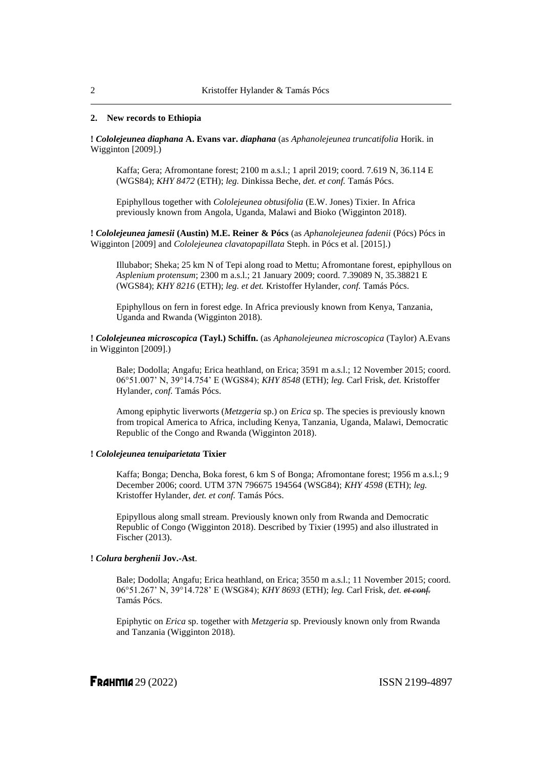## 2. New records to Ethiopia

**! *Cololejeunea diaphana* A. Evans var. *diaphana*** (as *Aphanolejeunea truncatifolia* Horik. in Wigginton [2009].)

Kaffa; Gera; Afromontane forest; 2100 m a.s.l.; 1 april 2019; coord. 7.619 N, 36.114 E (WGS84); *KHY 8472* (ETH); *leg.* Dinkissa Beche, *det. et conf.* Tamás Pócs.

Epiphyllous together with *Cololejeunea obtusifolia* (E.W. Jones) Tixier. In Africa previously known from Angola, Uganda, Malawi and Bioko (Wigginton 2018).

**! *Cololejeunea jamesii* (Austin) M.E. Reiner & Pócs** (as *Aphanolejeunea fadenii* (Pócs) Pócs in Wigginton [2009] and *Cololejeunea clavatopapillata* Steph. in Pócs et al. [2015].)

Illubabor; Sheka; 25 km N of Tepi along road to Mettu; Afromontane forest, epiphyllous on *Asplenium protensum*; 2300 m a.s.l.; 21 January 2009; coord. 7.39089 N, 35.38821 E (WGS84); *KHY 8216* (ETH); *leg. et det.* Kristoffer Hylander, *conf.* Tamás Pócs.

Epiphyllous on fern in forest edge. In Africa previously known from Kenya, Tanzania, Uganda and Rwanda (Wigginton 2018).

**! *Cololejeunea microscopica* (Tayl.) Schiffn.** (as *Aphanolejeunea microscopica* (Taylor) A.Evans in Wigginton [2009].)

Bale; Dodolla; Angafu; Erica heathland, on Erica; 3591 m a.s.l.; 12 November 2015; coord. 06°51.007' N, 39°14.754' E (WGS84); *KHY 8548* (ETH); *leg.* Carl Frisk, *det.* Kristoffer Hylander, *conf.* Tamás Pócs.

Among epiphytic liverworts (*Metzgeria* sp.) on *Erica* sp. The species is previously known from tropical America to Africa, including Kenya, Tanzania, Uganda, Malawi, Democratic Republic of the Congo and Rwanda (Wigginton 2018).

**! *Cololejeunea tenuiparietata* Tixier**

Kaffa; Bonga; Dencha, Boka forest, 6 km S of Bonga; Afromontane forest; 1956 m a.s.l.; 9 December 2006; coord. UTM 37N 796675 194564 (WSG84); *KHY 4598* (ETH); *leg.* Kristoffer Hylander, *det. et conf.* Tamás Pócs.

Epipyllous along small stream. Previously known only from Rwanda and Democratic Republic of Congo (Wigginton 2018). Described by Tixier (1995) and also illustrated in Fischer (2013).

**! *Colura berghenii* Jov.-Ast**.

Bale; Dodolla; Angafu; Erica heathland, on Erica; 3550 m a.s.l.; 11 November 2015; coord. 06°51.267' N, 39°14.728' E (WSG84); *KHY 8693* (ETH); *leg.* Carl Frisk, *det.* ~~*et conf.*~~ Tamás Pócs.

Epiphytic on *Erica* sp. together with *Metzgeria* sp. Previously known only from Rwanda and Tanzania (Wigginton 2018).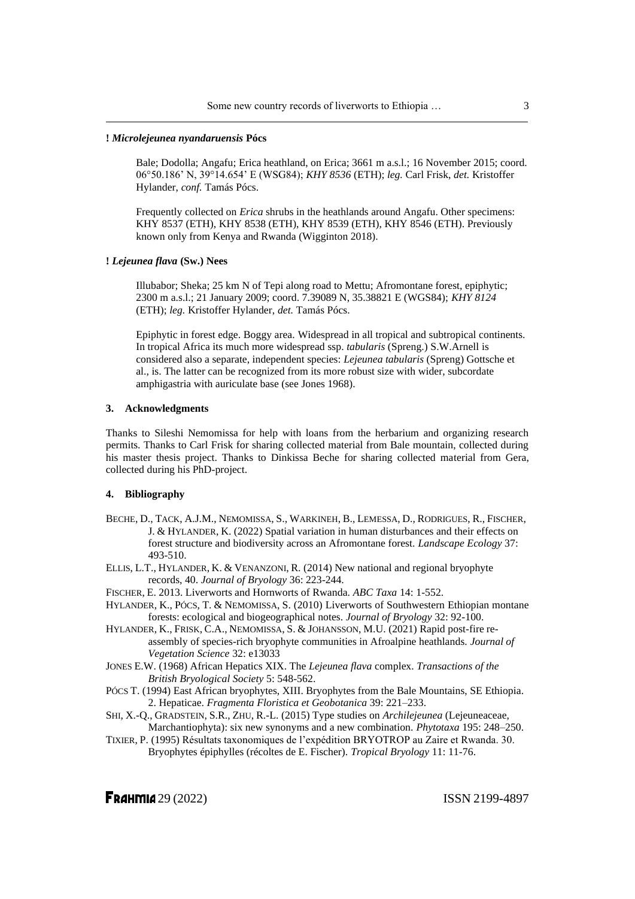**! *Microlejeunea nyandaruensis* Pócs**

Bale; Dodolla; Angafu; Erica heathland, on Erica; 3661 m a.s.l.; 16 November 2015; coord. 06°50.186’ N, 39°14.654’ E (WSG84); *KHY 8536* (ETH); *leg.* Carl Frisk, *det.* Kristoffer Hylander, *conf.* Tamás Pócs.

Frequently collected on *Erica* shrubs in the heathlands around Angafu. Other specimens: KHY 8537 (ETH), KHY 8538 (ETH), KHY 8539 (ETH), KHY 8546 (ETH). Previously known only from Kenya and Rwanda (Wigginton 2018).

**! *Lejeunea flava* (Sw.) Nees**

Illubabor; Sheka; 25 km N of Tepi along road to Mettu; Afromontane forest, epiphytic; 2300 m a.s.l.; 21 January 2009; coord. 7.39089 N, 35.38821 E (WGS84); *KHY 8124* (ETH); *leg.* Kristoffer Hylander, *det.* Tamás Pócs.

Epiphytic in forest edge. Boggy area. Widespread in all tropical and subtropical continents. In tropical Africa its much more widespread ssp. *tabularis* (Spreng.) S.W.Arnell is considered also a separate, independent species: *Lejeunea tabularis* (Spreng) Gottsche et al., is. The latter can be recognized from its more robust size with wider, subcordate amphigastria with auriculate base (see Jones 1968).

## 3. Acknowledgments

Thanks to Sileshi Nemomissa for help with loans from the herbarium and organizing research permits. Thanks to Carl Frisk for sharing collected material from Bale mountain, collected during his master thesis project. Thanks to Dinkissa Beche for sharing collected material from Gera, collected during his PhD-project.

## 4. Bibliography

BECHE, D., TACK, A.J.M., NEMOMISSA, S., WARKINEH, B., LEMESSA, D., RODRIGUES, R., FISCHER, J. & HYLANDER, K. (2022) Spatial variation in human disturbances and their effects on forest structure and biodiversity across an Afromontane forest. *Landscape Ecology* 37: 493-510.

ELLIS, L.T., HYLANDER, K. & VENANZONI, R. (2014) New national and regional bryophyte records, 40. *Journal of Bryology* 36: 223-244.

FISCHER, E. 2013. Liverworts and Hornworts of Rwanda. *ABC Taxa* 14: 1-552.

HYLANDER, K., PÓCS, T. & NEMOMISSA, S. (2010) Liverworts of Southwestern Ethiopian montane forests: ecological and biogeographical notes. *Journal of Bryology* 32: 92-100.

HYLANDER, K., FRISK, C.A., NEMOMISSA, S. & JOHANSSON, M.U. (2021) Rapid post-fire re-assembly of species-rich bryophyte communities in Afroalpine heathlands. *Journal of Vegetation Science* 32: e13033

JONES E.W. (1968) African Hepatics XIX. The *Lejeunea flava* complex. *Transactions of the British Bryological Society* 5: 548-562.

PÓCS T. (1994) East African bryophytes, XIII. Bryophytes from the Bale Mountains, SE Ethiopia. 2. Hepaticae. *Fragmenta Floristica et Geobotanica* 39: 221–233.

SHI, X.-Q., GRADSTEIN, S.R., ZHU, R.-L. (2015) Type studies on *Archilejeunea* (Lejeuneaceae, Marchantiophyta): six new synonyms and a new combination. *Phytotaxa* 195: 248–250.

TIXIER, P. (1995) Résultats taxonomiques de l’expédition BRYOTROP au Zaire et Rwanda. 30. Bryophytes épiphylles (récoltes de E. Fischer). *Tropical Bryology* 11: 11-76.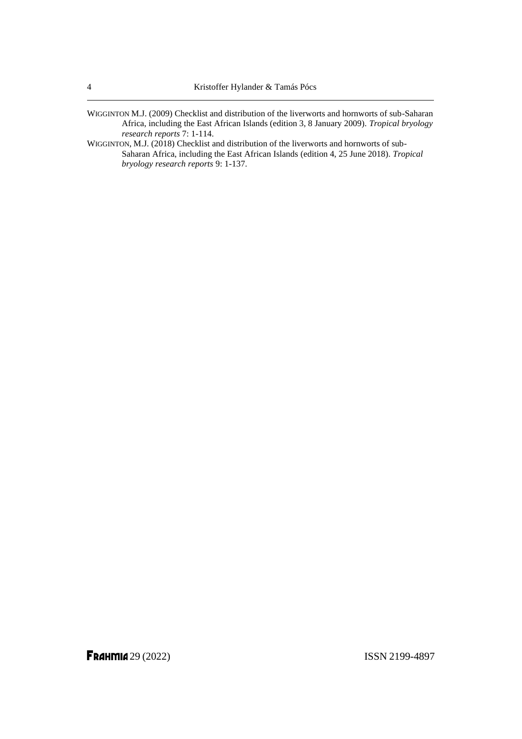WIGGINTON M.J. (2009) Checklist and distribution of the liverworts and hornworts of sub-Saharan Africa, including the East African Islands (edition 3, 8 January 2009). *Tropical bryology research reports* 7: 1-114.

WIGGINTON, M.J. (2018) Checklist and distribution of the liverworts and hornworts of sub-Saharan Africa, including the East African Islands (edition 4, 25 June 2018). *Tropical bryology research reports* 9: 1-137.